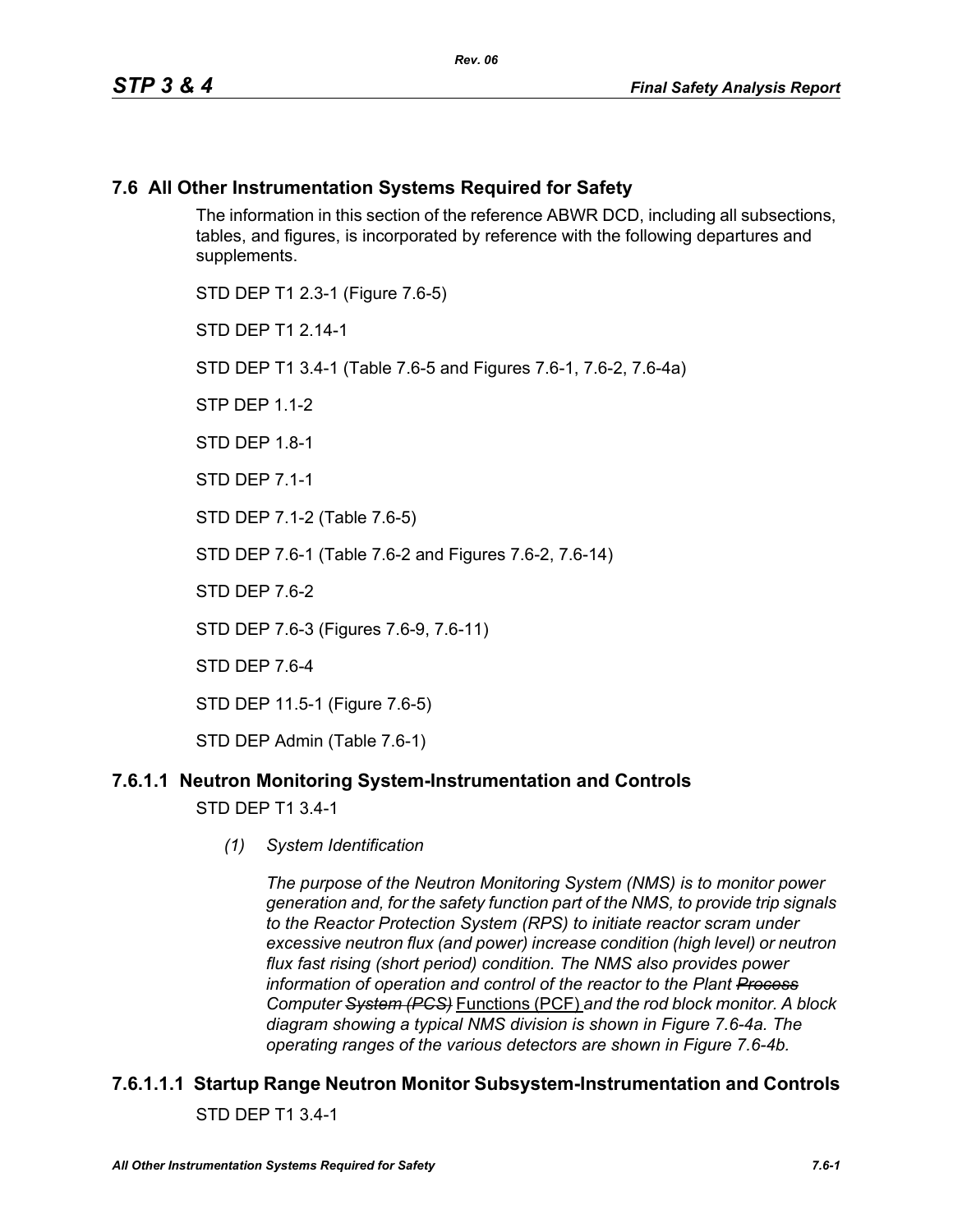## 7.6 All Other Instrumentation Systems Required for Safety

The information in this section of the reference ABWR DCD, including all subsections, tables, and figures, is incorporated by reference with the following departures and supplements.

STD DEP T1 2.3-1 (Figure 7.6-5)

STD DEP T1 2.14-1

STD DEP T1 3.4-1 (Table 7.6-5 and Figures 7.6-1, 7.6-2, 7.6-4a)

STP DEP 1.1-2

STD DEP 1.8-1

STD DEP 7.1-1

STD DEP 7.1-2 (Table 7.6-5)

STD DEP 7.6-1 (Table 7.6-2 and Figures 7.6-2, 7.6-14)

STD DEP 7.6-2

STD DEP 7.6-3 (Figures 7.6-9, 7.6-11)

STD DEP 7.6-4

STD DEP 11.5-1 (Figure 7.6-5)

STD DEP Admin (Table 7.6-1)

### 7.6.1.1 Neutron Monitoring System-Instrumentation and Controls

STD DEP T1 3.4-1

*(1) System Identification*

*The purpose of the Neutron Monitoring System (NMS) is to monitor power generation and, for the safety function part of the NMS, to provide trip signals to the Reactor Protection System (RPS) to initiate reactor scram under excessive neutron flux (and power) increase condition (high level) or neutron flux fast rising (short period) condition. The NMS also provides power information of operation and control of the reactor to the Plant ~~Process~~ Computer ~~System (PCS)~~* Functions (PCF) *and the rod block monitor. A block diagram showing a typical NMS division is shown in Figure 7.6-4a. The operating ranges of the various detectors are shown in Figure 7.6-4b.*

#### 7.6.1.1.1 Startup Range Neutron Monitor Subsystem-Instrumentation and Controls

STD DEP T1 3.4-1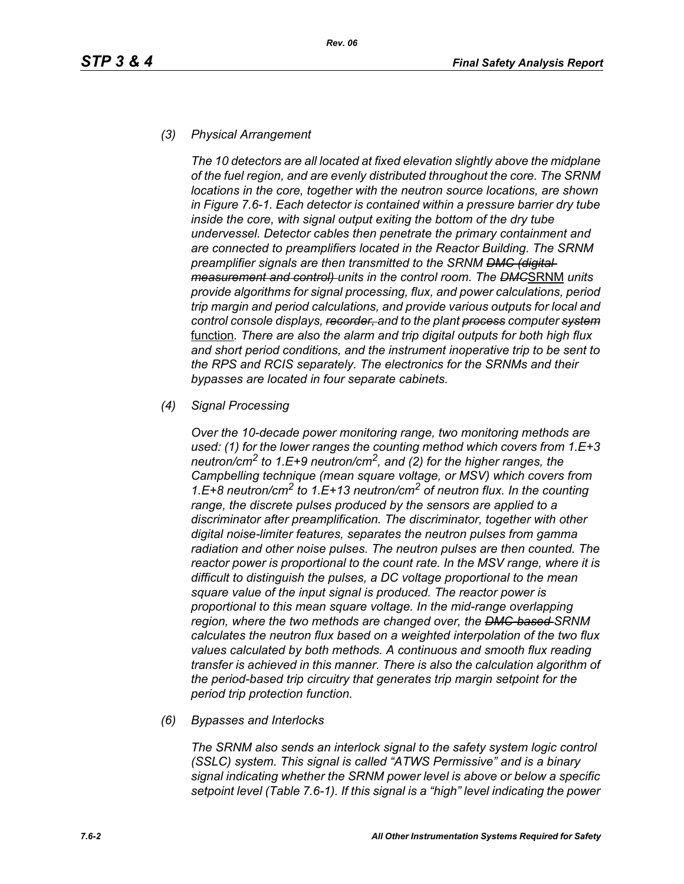*(3) Physical Arrangement*

*The 10 detectors are all located at fixed elevation slightly above the midplane of the fuel region, and are evenly distributed throughout the core. The SRNM locations in the core, together with the neutron source locations, are shown in Figure 7.6-1. Each detector is contained within a pressure barrier dry tube inside the core, with signal output exiting the bottom of the dry tube undervessel. Detector cables then penetrate the primary containment and are connected to preamplifiers located in the Reactor Building. The SRNM preamplifier signals are then transmitted to the SRNM ~~DMC (digital measurement and control)~~ units in the control room. The ~~DMC~~SRNM units provide algorithms for signal processing, flux, and power calculations, period trip margin and period calculations, and provide various outputs for local and control console displays, ~~recorder,~~ and to the plant ~~process~~ computer ~~system~~* function*. There are also the alarm and trip digital outputs for both high flux and short period conditions, and the instrument inoperative trip to be sent to the RPS and RCIS separately. The electronics for the SRNMs and their bypasses are located in four separate cabinets.*

*(4) Signal Processing*

*Over the 10-decade power monitoring range, two monitoring methods are used: (1) for the lower ranges the counting method which covers from 1.E+3 neutron/cm$^2$ to 1.E+9 neutron/cm$^2$, and (2) for the higher ranges, the Campbelling technique (mean square voltage, or MSV) which covers from 1.E+8 neutron/cm$^2$ to 1.E+13 neutron/cm$^2$ of neutron flux. In the counting range, the discrete pulses produced by the sensors are applied to a discriminator after preamplification. The discriminator, together with other digital noise-limiter features, separates the neutron pulses from gamma radiation and other noise pulses. The neutron pulses are then counted. The reactor power is proportional to the count rate. In the MSV range, where it is difficult to distinguish the pulses, a DC voltage proportional to the mean square value of the input signal is produced. The reactor power is proportional to this mean square voltage. In the mid-range overlapping region, where the two methods are changed over, the ~~DMC-based~~ SRNM calculates the neutron flux based on a weighted interpolation of the two flux values calculated by both methods. A continuous and smooth flux reading transfer is achieved in this manner. There is also the calculation algorithm of the period-based trip circuitry that generates trip margin setpoint for the period trip protection function.*

*(6) Bypasses and Interlocks*

*The SRNM also sends an interlock signal to the safety system logic control (SSLC) system. This signal is called "ATWS Permissive" and is a binary signal indicating whether the SRNM power level is above or below a specific setpoint level (Table 7.6-1). If this signal is a "high" level indicating the power*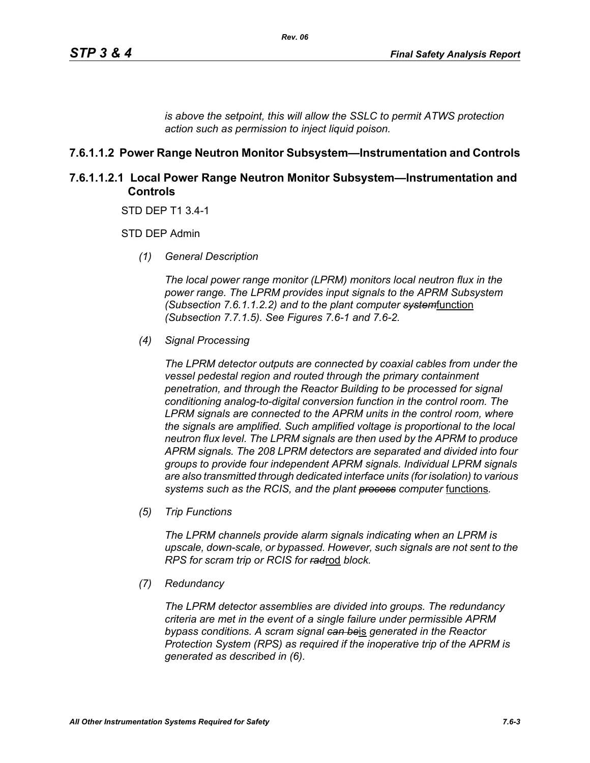*is above the setpoint, this will allow the SSLC to permit ATWS protection action such as permission to inject liquid poison.*

### 7.6.1.1.2 Power Range Neutron Monitor Subsystem—Instrumentation and Controls

#### 7.6.1.1.2.1 Local Power Range Neutron Monitor Subsystem—Instrumentation and Controls

STD DEP T1 3.4-1

STD DEP Admin

*(1) General Description*

*The local power range monitor (LPRM) monitors local neutron flux in the power range. The LPRM provides input signals to the APRM Subsystem (Subsection 7.6.1.1.2.2) and to the plant computer ~~system~~*<u>function</u> *(Subsection 7.7.1.5). See Figures 7.6-1 and 7.6-2.*

*(4) Signal Processing*

*The LPRM detector outputs are connected by coaxial cables from under the vessel pedestal region and routed through the primary containment penetration, and through the Reactor Building to be processed for signal conditioning analog-to-digital conversion function in the control room. The LPRM signals are connected to the APRM units in the control room, where the signals are amplified. Such amplified voltage is proportional to the local neutron flux level. The LPRM signals are then used by the APRM to produce APRM signals. The 208 LPRM detectors are separated and divided into four groups to provide four independent APRM signals. Individual LPRM signals are also transmitted through dedicated interface units (for isolation) to various systems such as the RCIS, and the plant ~~process~~ computer* <u>functions</u>*.*

*(5) Trip Functions*

*The LPRM channels provide alarm signals indicating when an LPRM is upscale, down-scale, or bypassed. However, such signals are not sent to the RPS for scram trip or RCIS for ~~rad~~*<u>rod</u> *block.*

*(7) Redundancy*

*The LPRM detector assemblies are divided into groups. The redundancy criteria are met in the event of a single failure under permissible APRM bypass conditions. A scram signal ~~can be~~*<u>is</u> *generated in the Reactor Protection System (RPS) as required if the inoperative trip of the APRM is generated as described in (6).*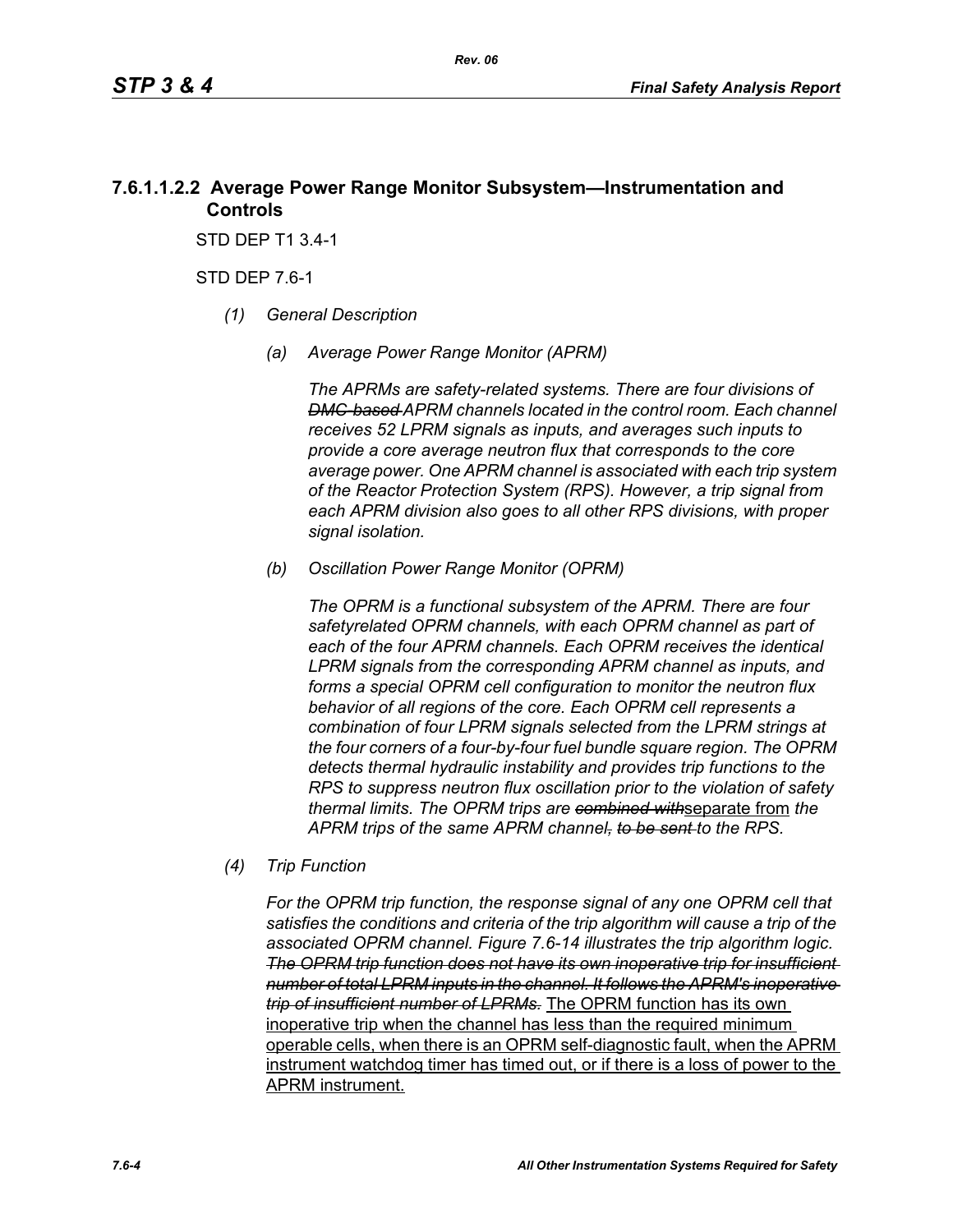### 7.6.1.1.2.2 Average Power Range Monitor Subsystem—Instrumentation and Controls

STD DEP T1 3.4-1

STD DEP 7.6-1

*(1) General Description*

*(a) Average Power Range Monitor (APRM)*

*The APRMs are safety-related systems. There are four divisions of ~~DMC-based~~ APRM channels located in the control room. Each channel receives 52 LPRM signals as inputs, and averages such inputs to provide a core average neutron flux that corresponds to the core average power. One APRM channel is associated with each trip system of the Reactor Protection System (RPS). However, a trip signal from each APRM division also goes to all other RPS divisions, with proper signal isolation.*

*(b) Oscillation Power Range Monitor (OPRM)*

*The OPRM is a functional subsystem of the APRM. There are four safetyrelated OPRM channels, with each OPRM channel as part of each of the four APRM channels. Each OPRM receives the identical LPRM signals from the corresponding APRM channel as inputs, and forms a special OPRM cell configuration to monitor the neutron flux behavior of all regions of the core. Each OPRM cell represents a combination of four LPRM signals selected from the LPRM strings at the four corners of a four-by-four fuel bundle square region. The OPRM detects thermal hydraulic instability and provides trip functions to the RPS to suppress neutron flux oscillation prior to the violation of safety thermal limits. The OPRM trips are ~~combined with~~*<u>separate from</u> *the APRM trips of the same APRM channel~~, to be sent~~ to the RPS.*

*(4) Trip Function*

*For the OPRM trip function, the response signal of any one OPRM cell that satisfies the conditions and criteria of the trip algorithm will cause a trip of the associated OPRM channel. Figure 7.6-14 illustrates the trip algorithm logic. ~~The OPRM trip function does not have its own inoperative trip for insufficient number of total LPRM inputs in the channel. It follows the APRM's inoperative trip of insufficient number of LPRMs.~~* <u>The OPRM function has its own inoperative trip when the channel has less than the required minimum operable cells, when there is an OPRM self-diagnostic fault, when the APRM instrument watchdog timer has timed out, or if there is a loss of power to the APRM instrument.</u>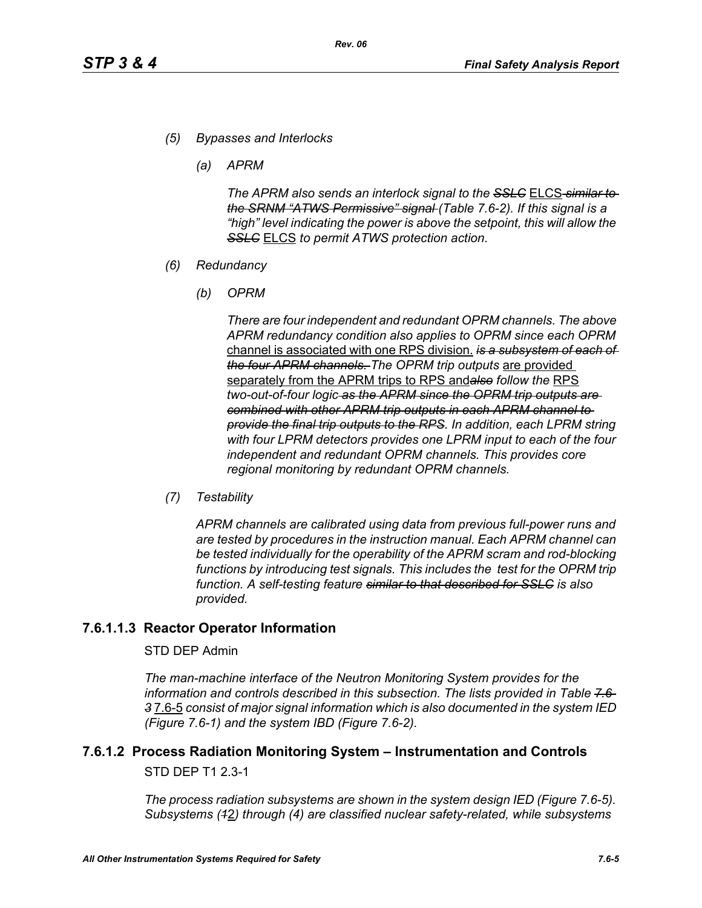*(5) Bypasses and Interlocks*

*(a) APRM*

*The APRM also sends an interlock signal to the ~~SSLC~~* ELCS *~~similar to the SRNM "ATWS Permissive" signal~~ (Table 7.6-2). If this signal is a "high" level indicating the power is above the setpoint, this will allow the ~~SSLC~~* ELCS *to permit ATWS protection action.*

*(6) Redundancy*

*(b) OPRM*

*There are four independent and redundant OPRM channels. The above APRM redundancy condition also applies to OPRM since each OPRM* channel is associated with one RPS division. *~~is a subsystem of each of the four APRM channels.~~ The OPRM trip outputs* are provided separately from the APRM trips to RPS and*~~also~~ follow the* RPS *two-out-of-four logic ~~as the APRM since the OPRM trip outputs are combined with other APRM trip outputs in each APRM channel to provide the final trip outputs to the RPS~~. In addition, each LPRM string with four LPRM detectors provides one LPRM input to each of the four independent and redundant OPRM channels. This provides core regional monitoring by redundant OPRM channels.*

*(7) Testability*

*APRM channels are calibrated using data from previous full-power runs and are tested by procedures in the instruction manual. Each APRM channel can be tested individually for the operability of the APRM scram and rod-blocking functions by introducing test signals. This includes the test for the OPRM trip function. A self-testing feature ~~similar to that described for SSLC~~ is also provided.*

### 7.6.1.1.3 Reactor Operator Information

STD DEP Admin

*The man-machine interface of the Neutron Monitoring System provides for the information and controls described in this subsection. The lists provided in Table ~~7.6-3~~* 7.6-5 *consist of major signal information which is also documented in the system IED (Figure 7.6-1) and the system IBD (Figure 7.6-2).*

## 7.6.1.2 Process Radiation Monitoring System – Instrumentation and Controls

STD DEP T1 2.3-1

*The process radiation subsystems are shown in the system design IED (Figure 7.6-5). Subsystems (~~1~~*2*) through (4) are classified nuclear safety-related, while subsystems*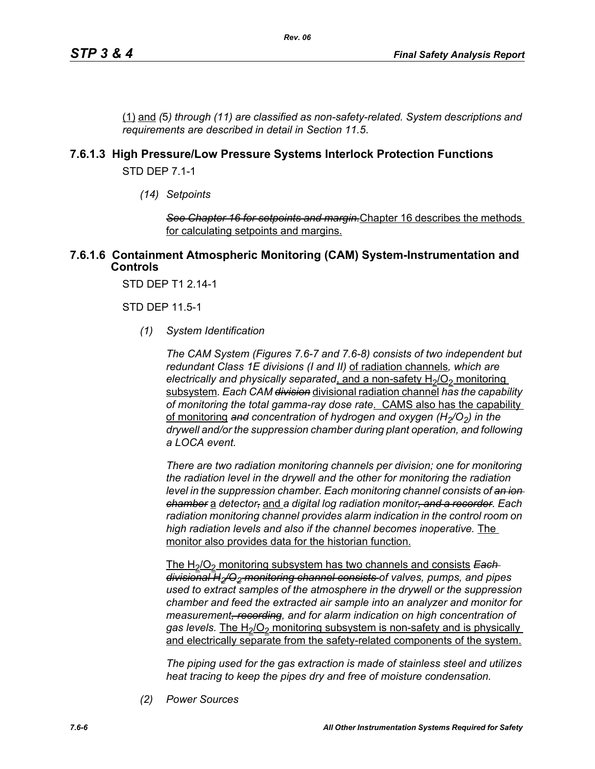<u>(1)</u> <u>and</u> *(*5*) through (11) are classified as non-safety-related. System descriptions and requirements are described in detail in Section 11.5*.

## 7.6.1.3 High Pressure/Low Pressure Systems Interlock Protection Functions

STD DEP 7.1-1

*(14) Setpoints*

~~*See Chapter 16 for setpoints and margin.*~~<u>Chapter 16 describes the methods for calculating setpoints and margins.</u>

## 7.6.1.6 Containment Atmospheric Monitoring (CAM) System-Instrumentation and Controls

STD DEP T1 2.14-1

STD DEP 11.5-1

*(1) System Identification*

*The CAM System (Figures 7.6-7 and 7.6-8) consists of two independent but redundant Class 1E divisions (I and II)* <u>of radiation channels</u>*, which are electrically and physically separated*<u>, and a non-safety $H_2/O_2$ monitoring subsystem</u>*. Each CAM* ~~*division*~~ <u>divisional radiation channel</u> *has the capability of monitoring the total gamma-ray dose rate*<u>. CAMS also has the capability of monitoring</u> ~~*and*~~ *concentration of hydrogen and oxygen ($H_2/O_2$) in the drywell and/or the suppression chamber during plant operation, and following a LOCA event.*

*There are two radiation monitoring channels per division; one for monitoring the radiation level in the drywell and the other for monitoring the radiation level in the suppression chamber. Each monitoring channel consists of* ~~*an ion chamber*~~ <u>a</u> *detector*~~*,*~~ <u>and</u> *a digital log radiation monitor*~~*, and a recorder*~~*. Each radiation monitoring channel provides alarm indication in the control room on high radiation levels and also if the channel becomes inoperative.* <u>The monitor also provides data for the historian function.</u>

<u>The $H_2/O_2$ monitoring subsystem has two channels and consists</u> ~~*Each divisional $H_2/O_2$ monitoring channel consists*~~ *of valves, pumps, and pipes used to extract samples of the atmosphere in the drywell or the suppression chamber and feed the extracted air sample into an analyzer and monitor for measurement*~~*, recording*~~*, and for alarm indication on high concentration of gas levels.* <u>The $H_2/O_2$ monitoring subsystem is non-safety and is physically and electrically separate from the safety-related components of the system.</u>

*The piping used for the gas extraction is made of stainless steel and utilizes heat tracing to keep the pipes dry and free of moisture condensation.*

*(2) Power Sources*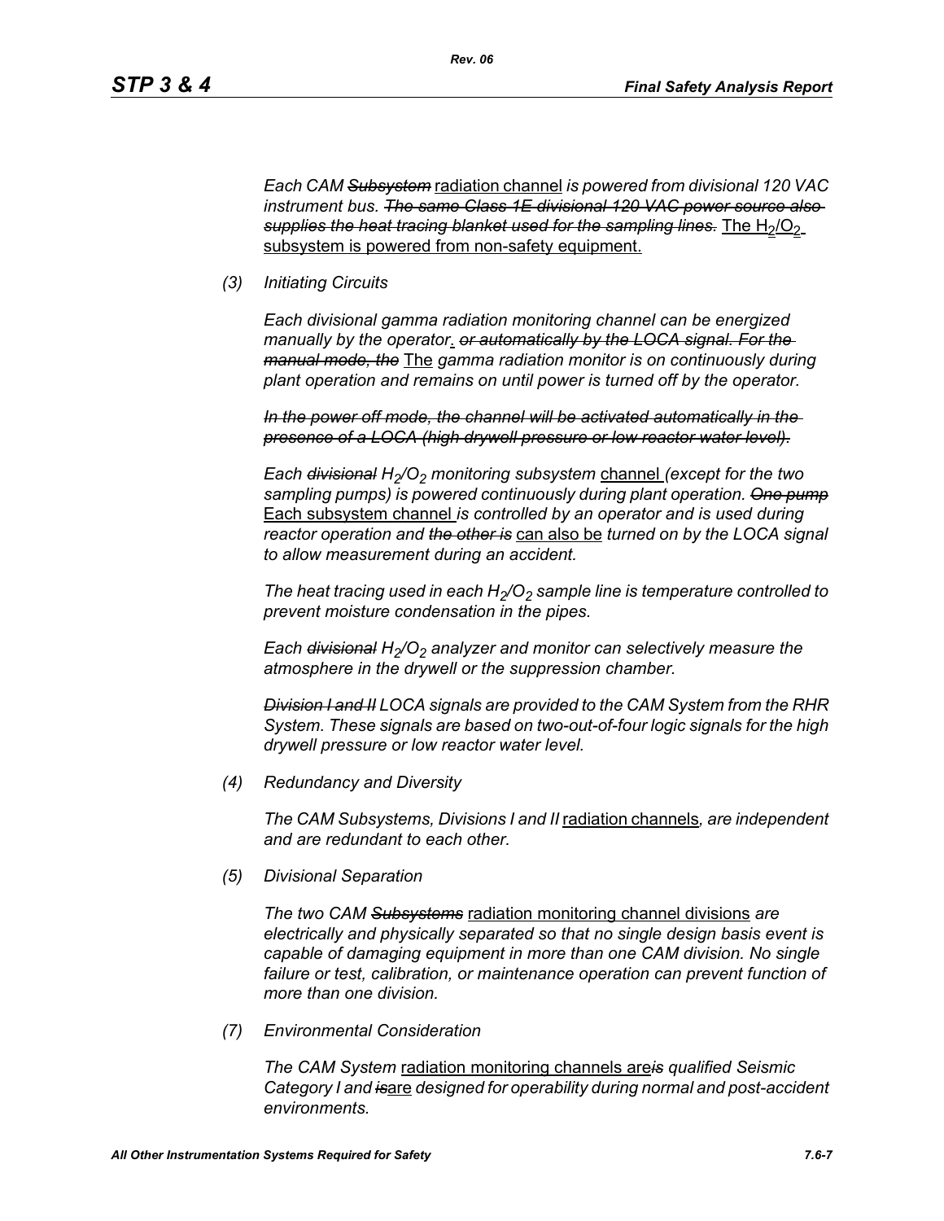*Each CAM ~~Subsystem~~* <u>radiation channel</u> *is powered from divisional 120 VAC instrument bus. ~~The same Class 1E divisional 120 VAC power source also supplies the heat tracing blanket used for the sampling lines.~~* <u>The $H_2/O_2$ subsystem is powered from non-safety equipment.</u>

*(3) Initiating Circuits*

*Each divisional gamma radiation monitoring channel can be energized manually by the operator<u>.</u> ~~or automatically by the LOCA signal. For the manual mode, the~~* <u>The</u> *gamma radiation monitor is on continuously during plant operation and remains on until power is turned off by the operator.*

*~~In the power off mode, the channel will be activated automatically in the presence of a LOCA (high drywell pressure or low reactor water level).~~*

*Each ~~divisional~~ $H_2/O_2$ monitoring subsystem* <u>channel</u> *(except for the two sampling pumps) is powered continuously during plant operation. ~~One pump~~* <u>Each subsystem channel</u> *is controlled by an operator and is used during reactor operation and ~~the other is~~* <u>can also be</u> *turned on by the LOCA signal to allow measurement during an accident.*

*The heat tracing used in each $H_2/O_2$ sample line is temperature controlled to prevent moisture condensation in the pipes.*

*Each ~~divisional~~ $H_2/O_2$ analyzer and monitor can selectively measure the atmosphere in the drywell or the suppression chamber.*

*~~Division I and II~~ LOCA signals are provided to the CAM System from the RHR System. These signals are based on two-out-of-four logic signals for the high drywell pressure or low reactor water level.*

*(4) Redundancy and Diversity*

*The CAM Subsystems, Divisions I and II* <u>radiation channels</u>*, are independent and are redundant to each other.*

*(5) Divisional Separation*

*The two CAM ~~Subsystems~~* <u>radiation monitoring channel divisions</u> *are electrically and physically separated so that no single design basis event is capable of damaging equipment in more than one CAM division. No single failure or test, calibration, or maintenance operation can prevent function of more than one division.*

*(7) Environmental Consideration*

*The CAM System* <u>radiation monitoring channels are</u>*~~is~~ qualified Seismic Category I and ~~is~~*<u>are</u> *designed for operability during normal and post-accident environments.*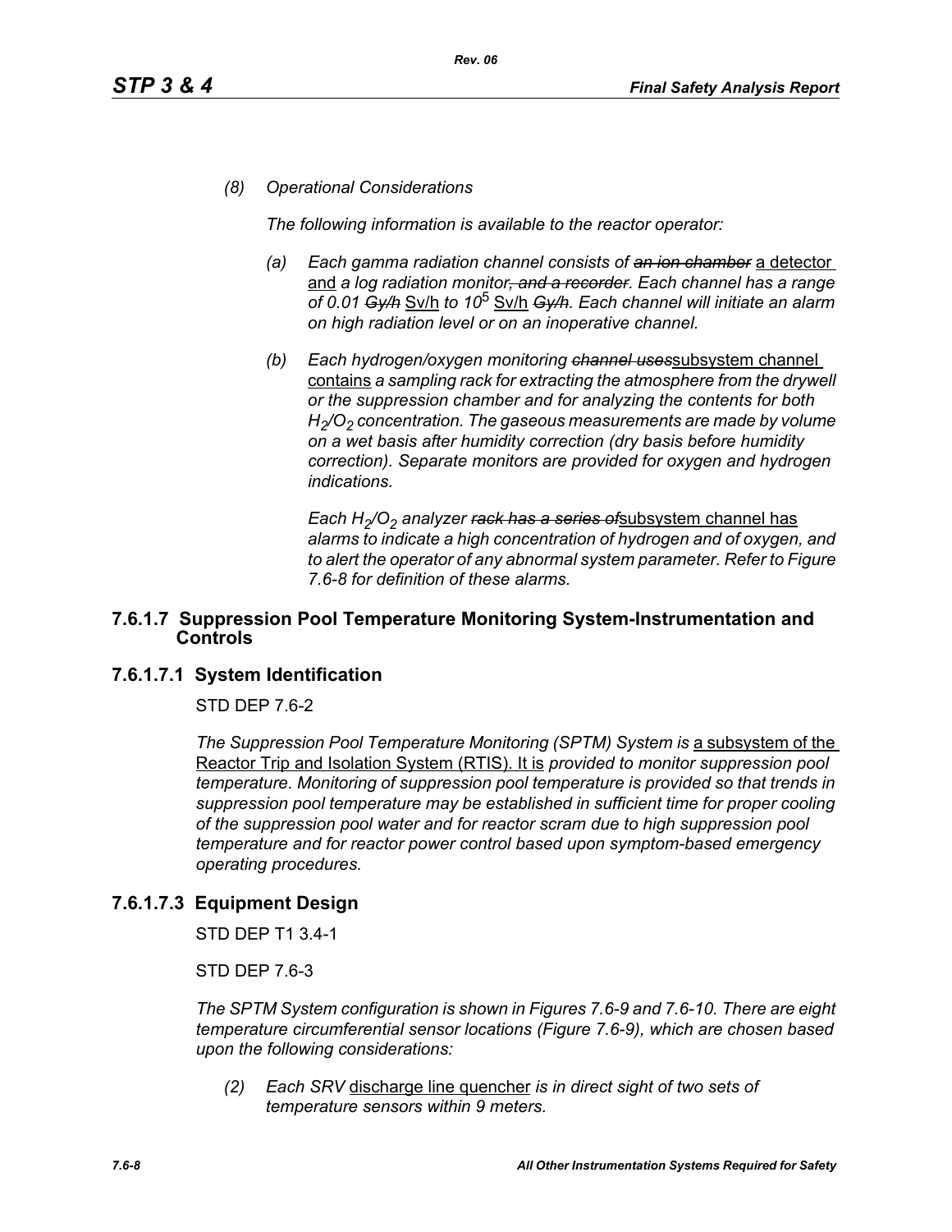*(8) Operational Considerations*

*The following information is available to the reactor operator:*

*(a) Each gamma radiation channel consists of ~~an ion chamber~~* a detector and *a log radiation monitor~~, and a recorder~~. Each channel has a range of 0.01 ~~Gy/h~~* Sv/h *to $10^5$* Sv/h *~~Gy/h~~. Each channel will initiate an alarm on high radiation level or on an inoperative channel.*

*(b) Each hydrogen/oxygen monitoring ~~channel uses~~*subsystem channel contains *a sampling rack for extracting the atmosphere from the drywell or the suppression chamber and for analyzing the contents for both $H_2/O_2$ concentration. The gaseous measurements are made by volume on a wet basis after humidity correction (dry basis before humidity correction). Separate monitors are provided for oxygen and hydrogen indications.*

*Each $H_2/O_2$ analyzer ~~rack has a series of~~*subsystem channel has *alarms to indicate a high concentration of hydrogen and of oxygen, and to alert the operator of any abnormal system parameter. Refer to Figure 7.6-8 for definition of these alarms.*

## 7.6.1.7 Suppression Pool Temperature Monitoring System-Instrumentation and Controls

### 7.6.1.7.1 System Identification

STD DEP 7.6-2

*The Suppression Pool Temperature Monitoring (SPTM) System is* a subsystem of the Reactor Trip and Isolation System (RTIS). It is *provided to monitor suppression pool temperature. Monitoring of suppression pool temperature is provided so that trends in suppression pool temperature may be established in sufficient time for proper cooling of the suppression pool water and for reactor scram due to high suppression pool temperature and for reactor power control based upon symptom-based emergency operating procedures.*

### 7.6.1.7.3 Equipment Design

STD DEP T1 3.4-1

STD DEP 7.6-3

*The SPTM System configuration is shown in Figures 7.6-9 and 7.6-10. There are eight temperature circumferential sensor locations (Figure 7.6-9), which are chosen based upon the following considerations:*

*(2) Each SRV* discharge line quencher *is in direct sight of two sets of temperature sensors within 9 meters.*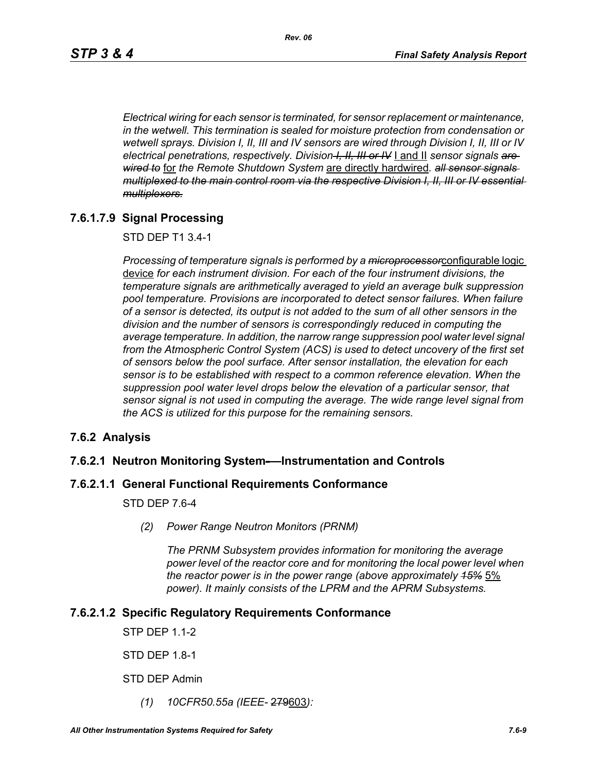*Electrical wiring for each sensor is terminated, for sensor replacement or maintenance, in the wetwell. This termination is sealed for moisture protection from condensation or wetwell sprays. Division I, II, III and IV sensors are wired through Division I, II, III or IV electrical penetrations, respectively. Division ~~I, II, III or IV~~* I and II *sensor signals ~~are wired to~~* for *the Remote Shutdown System* are directly hardwired*. ~~all sensor signals multiplexed to the main control room via the respective Division I, II, III or IV essential multiplexers.~~*

### 7.6.1.7.9 Signal Processing

STD DEP T1 3.4-1

*Processing of temperature signals is performed by a ~~microprocessor~~*configurable logic device *for each instrument division. For each of the four instrument divisions, the temperature signals are arithmetically averaged to yield an average bulk suppression pool temperature. Provisions are incorporated to detect sensor failures. When failure of a sensor is detected, its output is not added to the sum of all other sensors in the division and the number of sensors is correspondingly reduced in computing the average temperature. In addition, the narrow range suppression pool water level signal from the Atmospheric Control System (ACS) is used to detect uncovery of the first set of sensors below the pool surface. After sensor installation, the elevation for each sensor is to be established with respect to a common reference elevation. When the suppression pool water level drops below the elevation of a particular sensor, that sensor signal is not used in computing the average. The wide range level signal from the ACS is utilized for this purpose for the remaining sensors.*

## 7.6.2 Analysis

### 7.6.2.1 Neutron Monitoring System—Instrumentation and Controls

### 7.6.2.1.1 General Functional Requirements Conformance

STD DEP 7.6-4

*(2) Power Range Neutron Monitors (PRNM)*

*The PRNM Subsystem provides information for monitoring the average power level of the reactor core and for monitoring the local power level when the reactor power is in the power range (above approximately ~~15%~~* 5% *power). It mainly consists of the LPRM and the APRM Subsystems.*

### 7.6.2.1.2 Specific Regulatory Requirements Conformance

STP DEP 1.1-2

STD DEP 1.8-1

STD DEP Admin

*(1) 10CFR50.55a (IEEE- ~~279~~*603*):*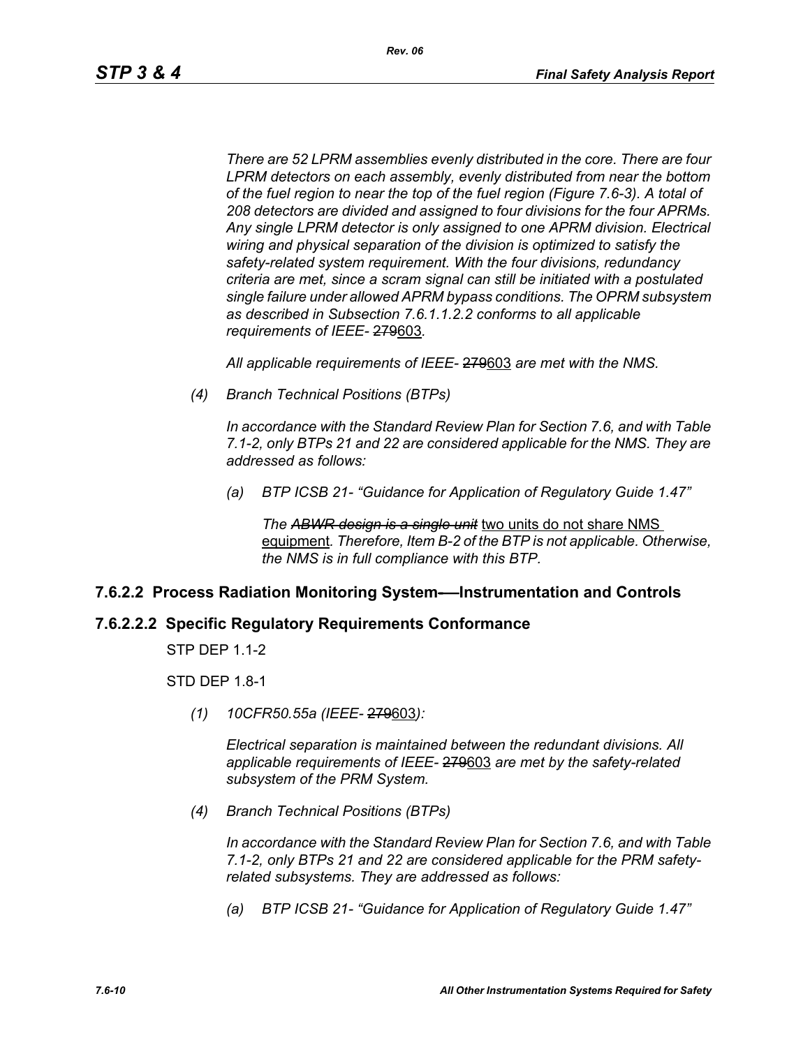*There are 52 LPRM assemblies evenly distributed in the core. There are four LPRM detectors on each assembly, evenly distributed from near the bottom of the fuel region to near the top of the fuel region (Figure 7.6-3). A total of 208 detectors are divided and assigned to four divisions for the four APRMs. Any single LPRM detector is only assigned to one APRM division. Electrical wiring and physical separation of the division is optimized to satisfy the safety-related system requirement. With the four divisions, redundancy criteria are met, since a scram signal can still be initiated with a postulated single failure under allowed APRM bypass conditions. The OPRM subsystem as described in Subsection 7.6.1.1.2.2 conforms to all applicable requirements of IEEE-* ~~279~~<u>603</u>*.*

*All applicable requirements of IEEE-* ~~279~~<u>603</u> *are met with the NMS.*

*(4) Branch Technical Positions (BTPs)*

*In accordance with the Standard Review Plan for Section 7.6, and with Table 7.1-2, only BTPs 21 and 22 are considered applicable for the NMS. They are addressed as follows:*

*(a) BTP ICSB 21- "Guidance for Application of Regulatory Guide 1.47"*

*The* ~~*ABWR design is a single unit*~~ <u>two units do not share NMS equipment</u>*. Therefore, Item B-2 of the BTP is not applicable. Otherwise, the NMS is in full compliance with this BTP.*

## 7.6.2.2 Process Radiation Monitoring System—Instrumentation and Controls

## 7.6.2.2.2 Specific Regulatory Requirements Conformance

STP DEP 1.1-2

STD DEP 1.8-1

*(1) 10CFR50.55a (IEEE-* ~~279~~<u>603</u>*):*

*Electrical separation is maintained between the redundant divisions. All applicable requirements of IEEE-* ~~279~~<u>603</u> *are met by the safety-related subsystem of the PRM System.*

*(4) Branch Technical Positions (BTPs)*

*In accordance with the Standard Review Plan for Section 7.6, and with Table 7.1-2, only BTPs 21 and 22 are considered applicable for the PRM safety-related subsystems. They are addressed as follows:*

*(a) BTP ICSB 21- "Guidance for Application of Regulatory Guide 1.47"*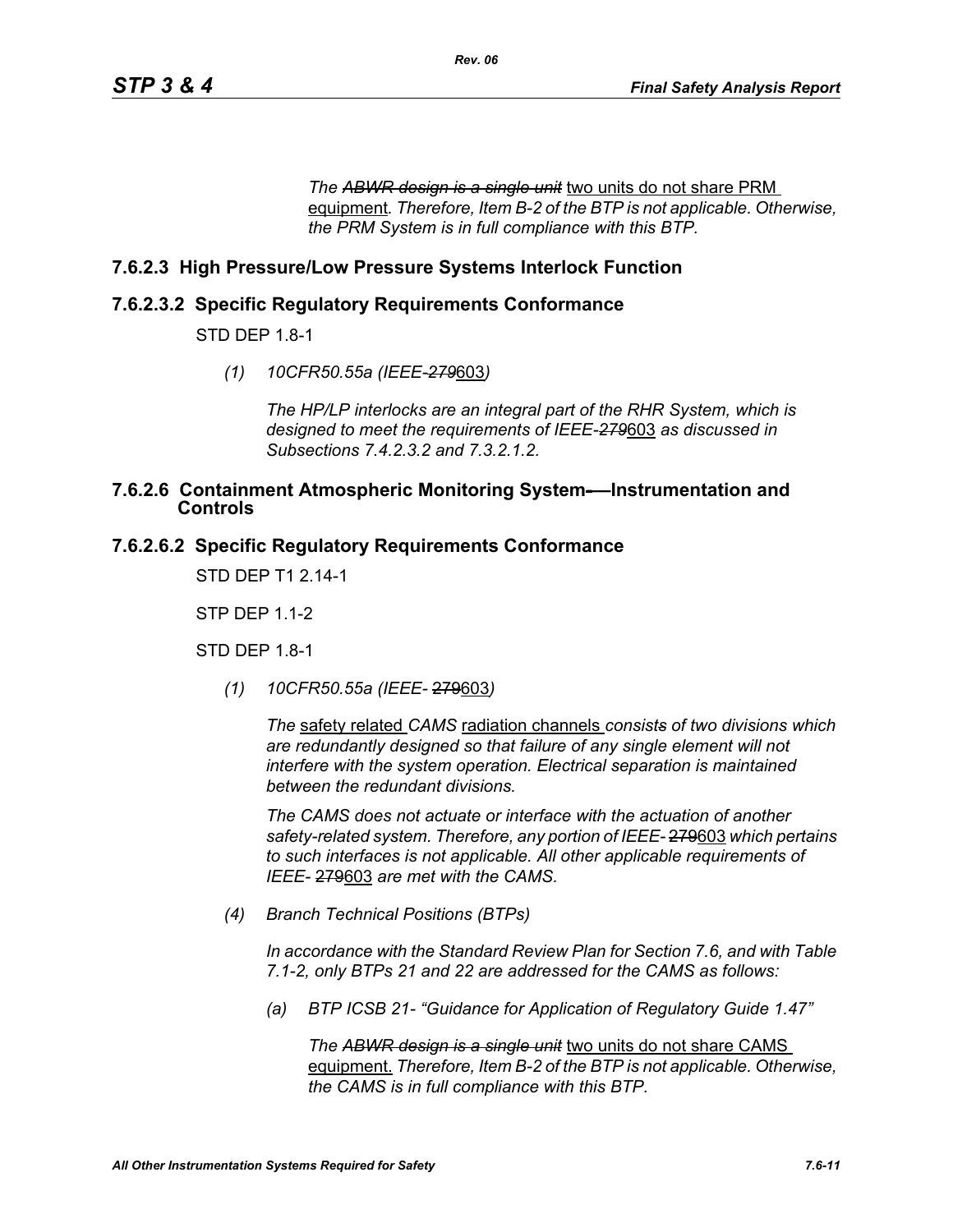*The ~~ABWR design is a single unit~~* two units do not share PRM equipment*. Therefore, Item B-2 of the BTP is not applicable. Otherwise, the PRM System is in full compliance with this BTP.*

## 7.6.2.3 High Pressure/Low Pressure Systems Interlock Function

### 7.6.2.3.2 Specific Regulatory Requirements Conformance

STD DEP 1.8-1

*(1) 10CFR50.55a (IEEE-~~279~~*603*)*

*The HP/LP interlocks are an integral part of the RHR System, which is designed to meet the requirements of IEEE-~~279~~*603 *as discussed in Subsections 7.4.2.3.2 and 7.3.2.1.2.*

## 7.6.2.6 Containment Atmospheric Monitoring System~~-~~—Instrumentation and Controls

### 7.6.2.6.2 Specific Regulatory Requirements Conformance

STD DEP T1 2.14-1

STP DEP 1.1-2

STD DEP 1.8-1

*(1) 10CFR50.55a (IEEE-* ~~279~~603*)*

*The* safety related *CAMS* radiation channels *consist~~s~~ of two divisions which are redundantly designed so that failure of any single element will not interfere with the system operation. Electrical separation is maintained between the redundant divisions.*

*The CAMS does not actuate or interface with the actuation of another safety-related system. Therefore, any portion of IEEE-* ~~279~~603 *which pertains to such interfaces is not applicable. All other applicable requirements of IEEE-* ~~279~~603 *are met with the CAMS.*

*(4) Branch Technical Positions (BTPs)*

*In accordance with the Standard Review Plan for Section 7.6, and with Table 7.1-2, only BTPs 21 and 22 are addressed for the CAMS as follows:*

*(a) BTP ICSB 21- "Guidance for Application of Regulatory Guide 1.47"*

*The ~~ABWR design is a single unit~~* two units do not share CAMS equipment. *Therefore, Item B-2 of the BTP is not applicable. Otherwise, the CAMS is in full compliance with this BTP.*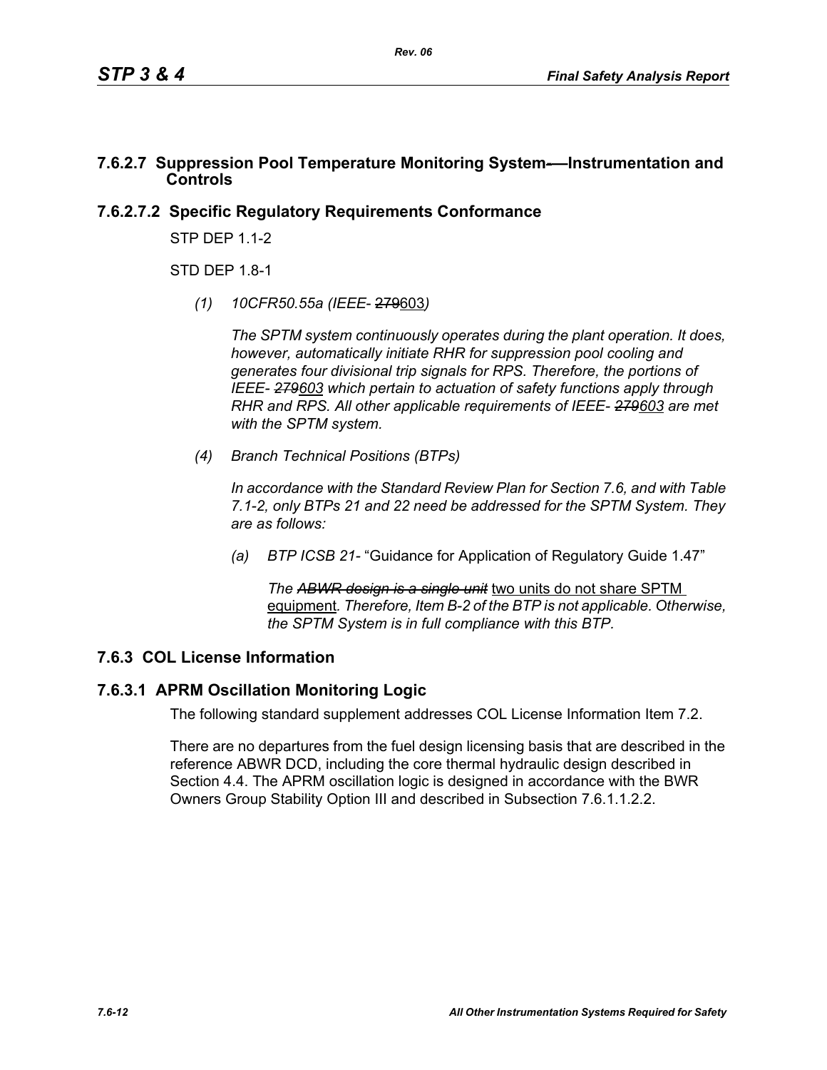### 7.6.2.7 Suppression Pool Temperature Monitoring System—Instrumentation and Controls

### 7.6.2.7.2 Specific Regulatory Requirements Conformance

STP DEP 1.1-2

STD DEP 1.8-1

*(1) 10CFR50.55a (IEEE- ~~279~~603)*

*The SPTM system continuously operates during the plant operation. It does, however, automatically initiate RHR for suppression pool cooling and generates four divisional trip signals for RPS. Therefore, the portions of IEEE- ~~279~~603 which pertain to actuation of safety functions apply through RHR and RPS. All other applicable requirements of IEEE- ~~279~~603 are met with the SPTM system.*

*(4) Branch Technical Positions (BTPs)*

*In accordance with the Standard Review Plan for Section 7.6, and with Table 7.1-2, only BTPs 21 and 22 need be addressed for the SPTM System. They are as follows:*

*(a) BTP ICSB 21-* "Guidance for Application of Regulatory Guide 1.47"

*The ~~ABWR design is a single unit~~* <u>two units do not share SPTM equipment</u>*. Therefore, Item B-2 of the BTP is not applicable. Otherwise, the SPTM System is in full compliance with this BTP.*

## 7.6.3 COL License Information

### 7.6.3.1 APRM Oscillation Monitoring Logic

The following standard supplement addresses COL License Information Item 7.2.

There are no departures from the fuel design licensing basis that are described in the reference ABWR DCD, including the core thermal hydraulic design described in Section 4.4. The APRM oscillation logic is designed in accordance with the BWR Owners Group Stability Option III and described in Subsection 7.6.1.1.2.2.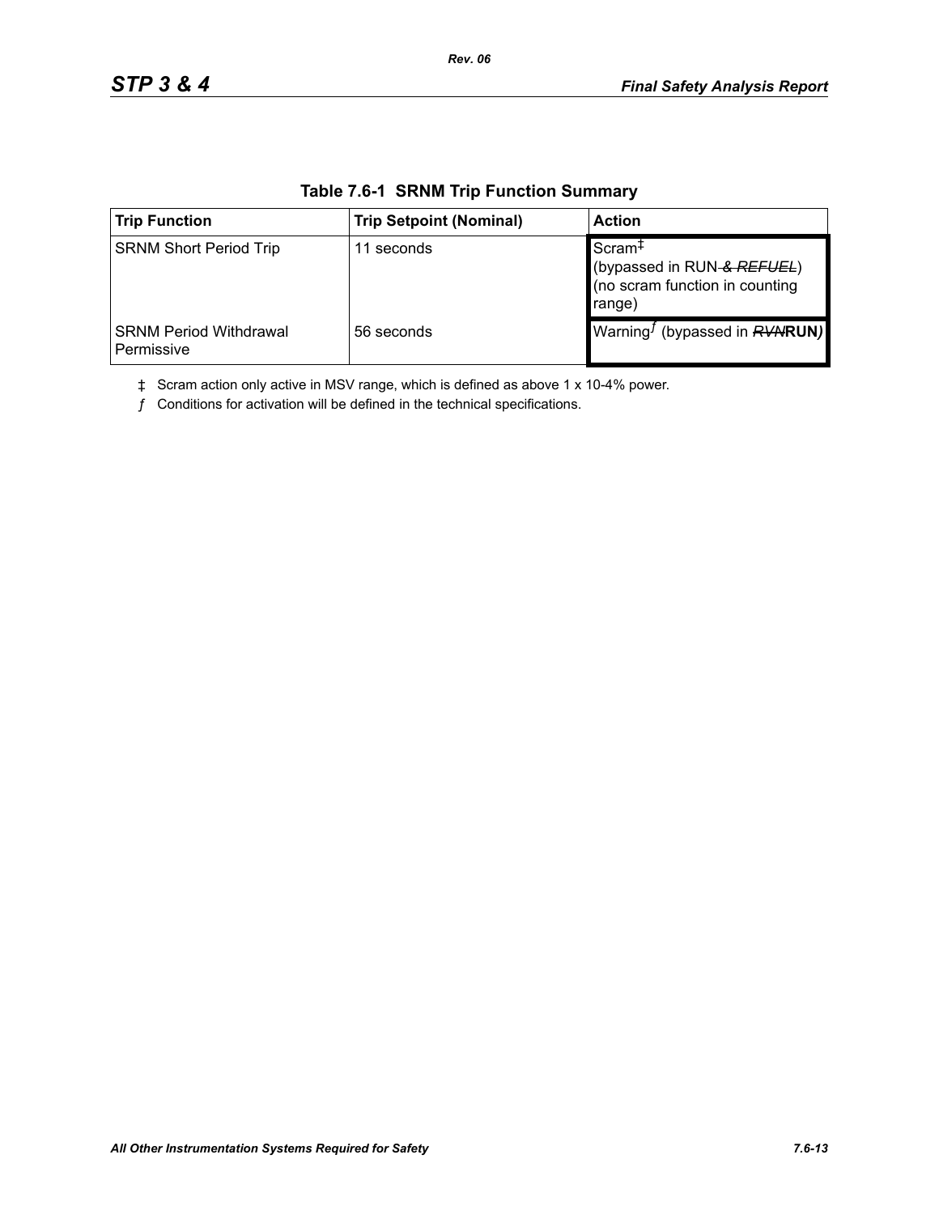**Table 7.6-1 SRNM Trip Function Summary**

| Trip Function | Trip Setpoint (Nominal) | Action |
|---|---|---|
| SRNM Short Period Trip | 11 seconds | Scram‡ (bypassed in RUN ~~& REFUEL~~) (no scram function in counting range) |
| SRNM Period Withdrawal Permissive | 56 seconds | Warning*ƒ* (bypassed in ~~RVN~~**RUN**) |

‡ Scram action only active in MSV range, which is defined as above 1 x 10-4% power.

*ƒ* Conditions for activation will be defined in the technical specifications.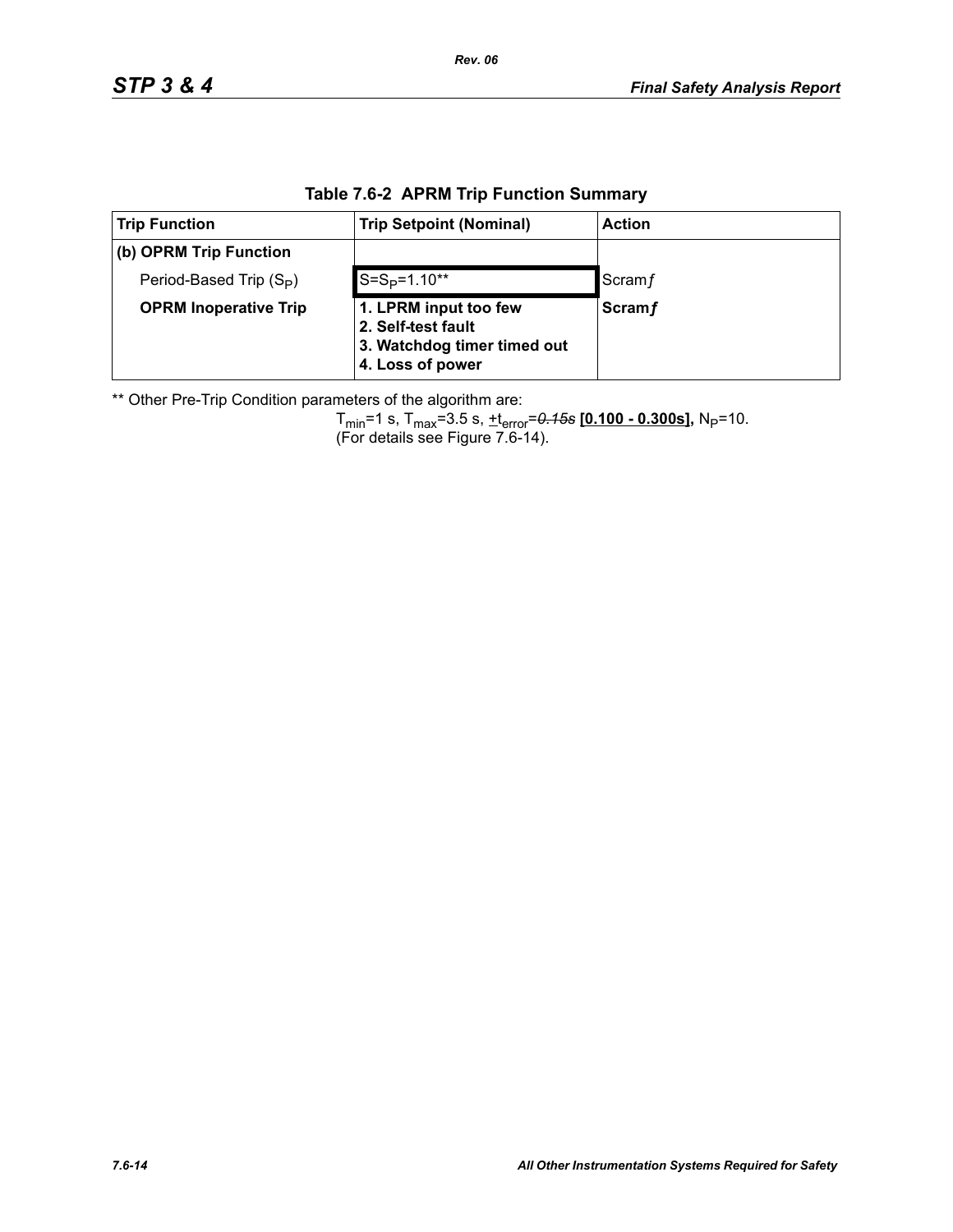**Table 7.6-2 APRM Trip Function Summary**

| Trip Function | Trip Setpoint (Nominal) | Action |
|---|---|---|
| **(b) OPRM Trip Function** | | |
| Period-Based Trip ($S_P$) | $S=S_P=1.10$** | Scram*ƒ* |
| **OPRM Inoperative Trip** | **1. LPRM input too few**<br>**2. Self-test fault**<br>**3. Watchdog timer timed out**<br>**4. Loss of power** | **Scram*ƒ*** |

** Other Pre-Trip Condition parameters of the algorithm are:

$T_{min}$=1 s, $T_{max}$=3.5 s, $\pm t_{error}$=~~*0.15s*~~ **[0.100 - 0.300s]**, $N_P$=10.
(For details see Figure 7.6-14).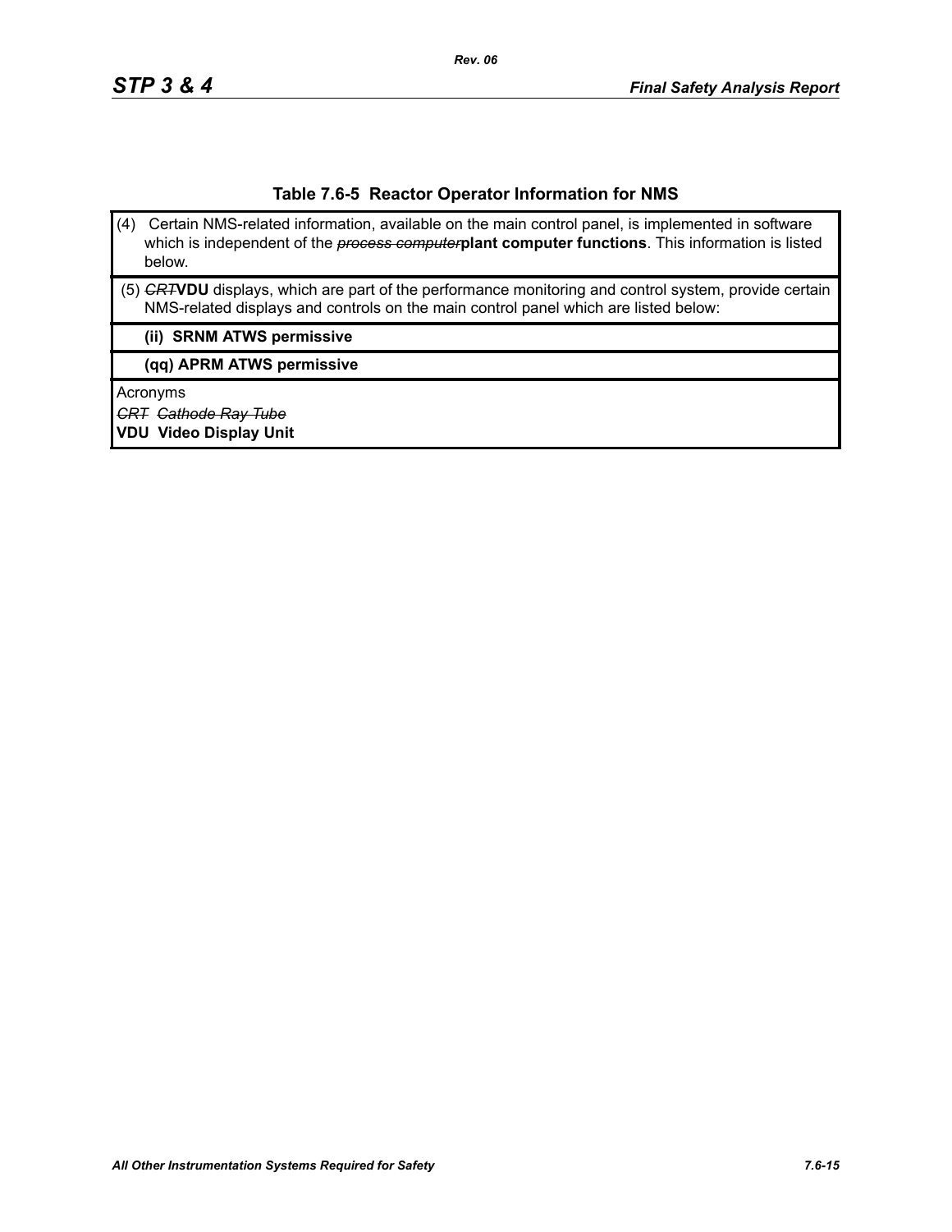**Table 7.6-5 Reactor Operator Information for NMS**

| |
|---|
| (4) Certain NMS-related information, available on the main control panel, is implemented in software which is independent of the ~~*process computer*~~**plant computer functions**. This information is listed below. |
| (5) ~~*CRT*~~**VDU** displays, which are part of the performance monitoring and control system, provide certain NMS-related displays and controls on the main control panel which are listed below: |
| **(ii) SRNM ATWS permissive** |
| **(qq) APRM ATWS permissive** |
| Acronyms<br>~~*CRT Cathode Ray Tube*~~<br>**VDU Video Display Unit** |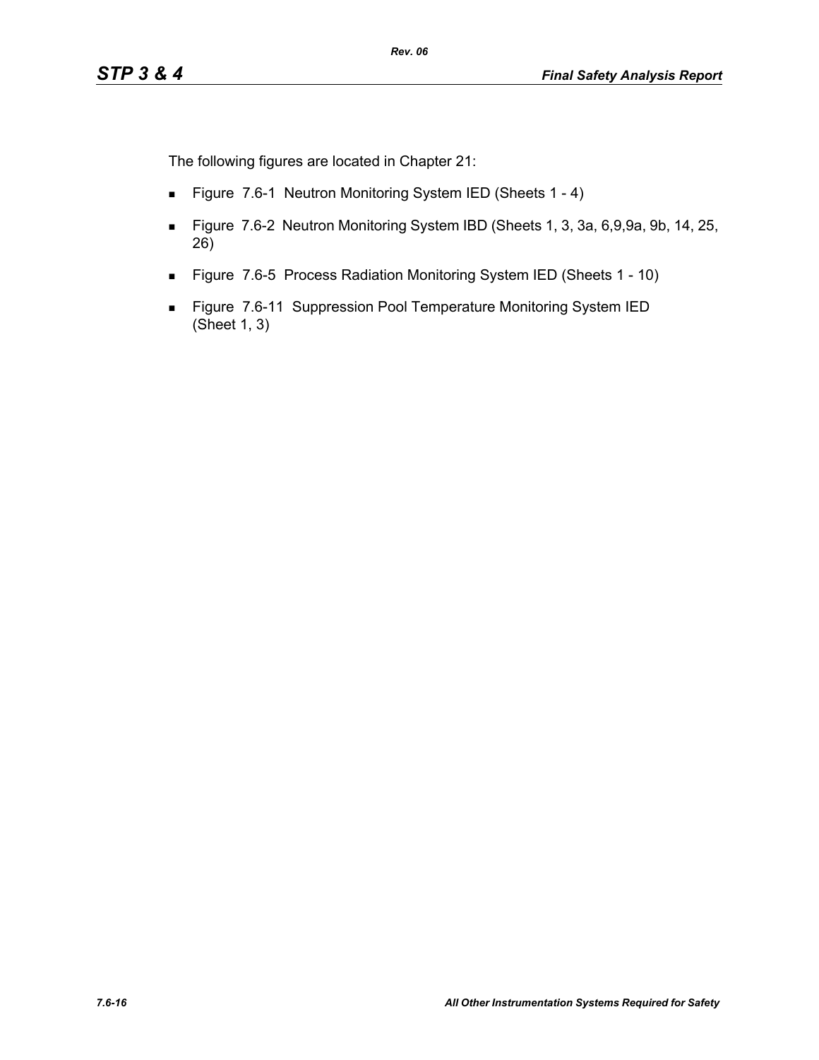The following figures are located in Chapter 21:

- Figure 7.6-1 Neutron Monitoring System IED (Sheets 1 - 4)
- Figure 7.6-2 Neutron Monitoring System IBD (Sheets 1, 3, 3a, 6,9,9a, 9b, 14, 25, 26)
- Figure 7.6-5 Process Radiation Monitoring System IED (Sheets 1 - 10)
- Figure 7.6-11 Suppression Pool Temperature Monitoring System IED (Sheet 1, 3)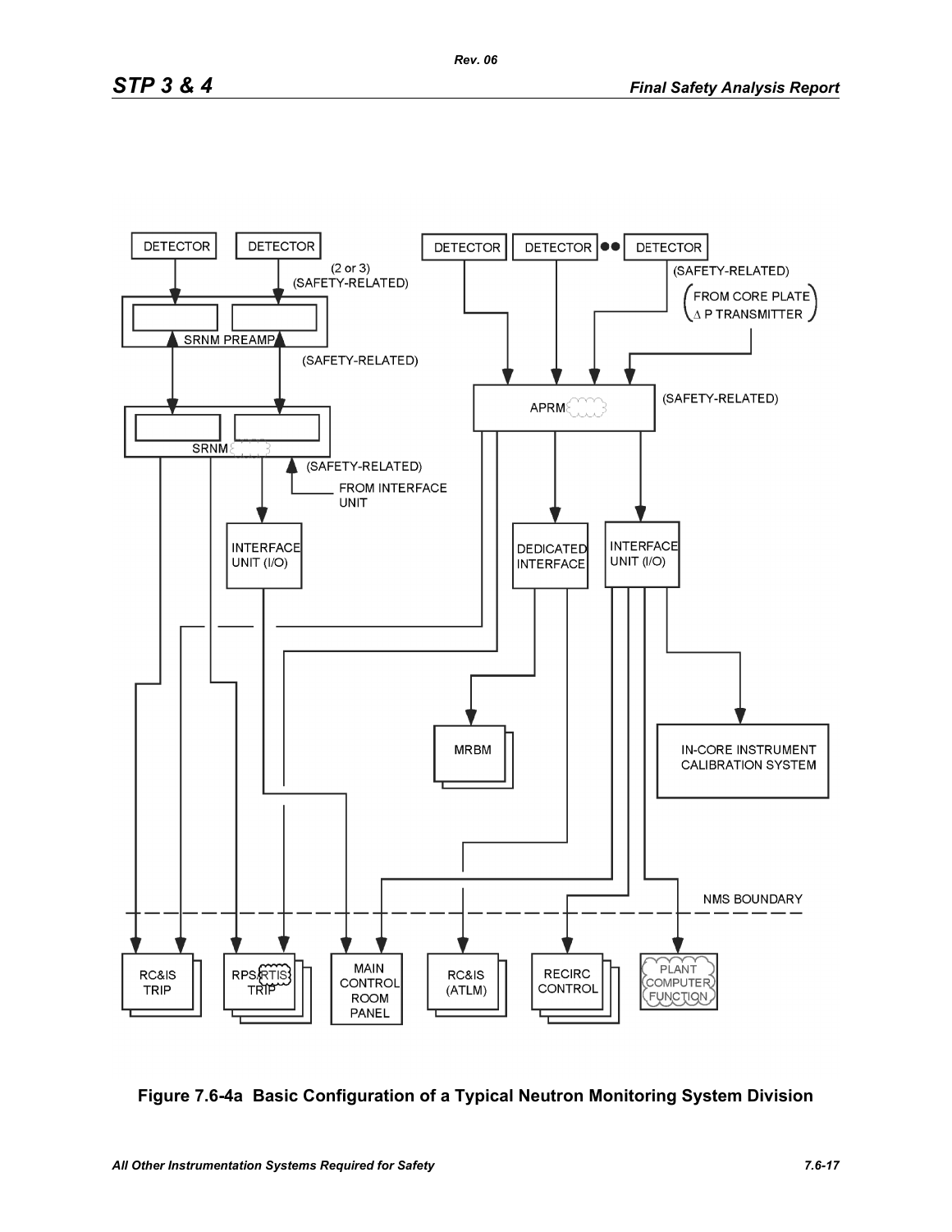DETECTOR

DETECTOR

(2 or 3)
(SAFETY-RELATED)

SRNM PREAMP

(SAFETY-RELATED)

SRNM

(SAFETY-RELATED)

FROM INTERFACE UNIT

INTERFACE UNIT (I/O)

DETECTOR

DETECTOR

DETECTOR

(SAFETY-RELATED)

(FROM CORE PLATE Δ P TRANSMITTER)

APRM

(SAFETY-RELATED)

DEDICATED INTERFACE

INTERFACE UNIT (I/O)

MRBM

IN-CORE INSTRUMENT CALIBRATION SYSTEM

NMS BOUNDARY

RC&IS TRIP

RPS/RTIS TRIP

MAIN CONTROL ROOM PANEL

RC&IS (ATLM)

RECIRC CONTROL

PLANT COMPUTER FUNCTION

**Figure 7.6-4a Basic Configuration of a Typical Neutron Monitoring System Division**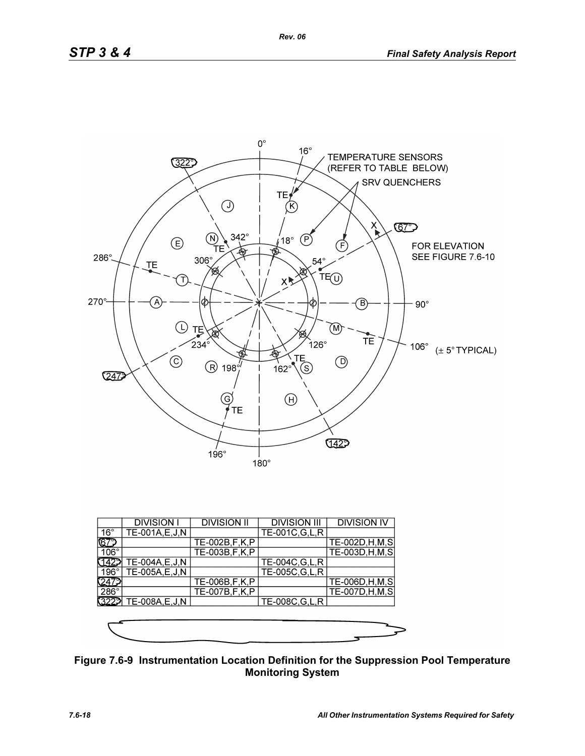| | DIVISION I | DIVISION II | DIVISION III | DIVISION IV |
|---|---|---|---|---|
| 16° | TE-001A,E,J,N | | TE-001C,G,L,R | |
| 67° | | TE-002B,F,K,P | | TE-002D,H,M,S |
| 106° | | TE-003B,F,K,P | | TE-003D,H,M,S |
| 142° | TE-004A,E,J,N | | TE-004C,G,L,R | |
| 196° | TE-005A,E,J,N | | TE-005C,G,L,R | |
| 247° | | TE-006B,F,K,P | | TE-006D,H,M,S |
| 286° | | TE-007B,F,K,P | | TE-007D,H,M,S |
| 322° | TE-008A,E,J,N | | TE-008C,G,L,R | |

**Figure 7.6-9 Instrumentation Location Definition for the Suppression Pool Temperature Monitoring System**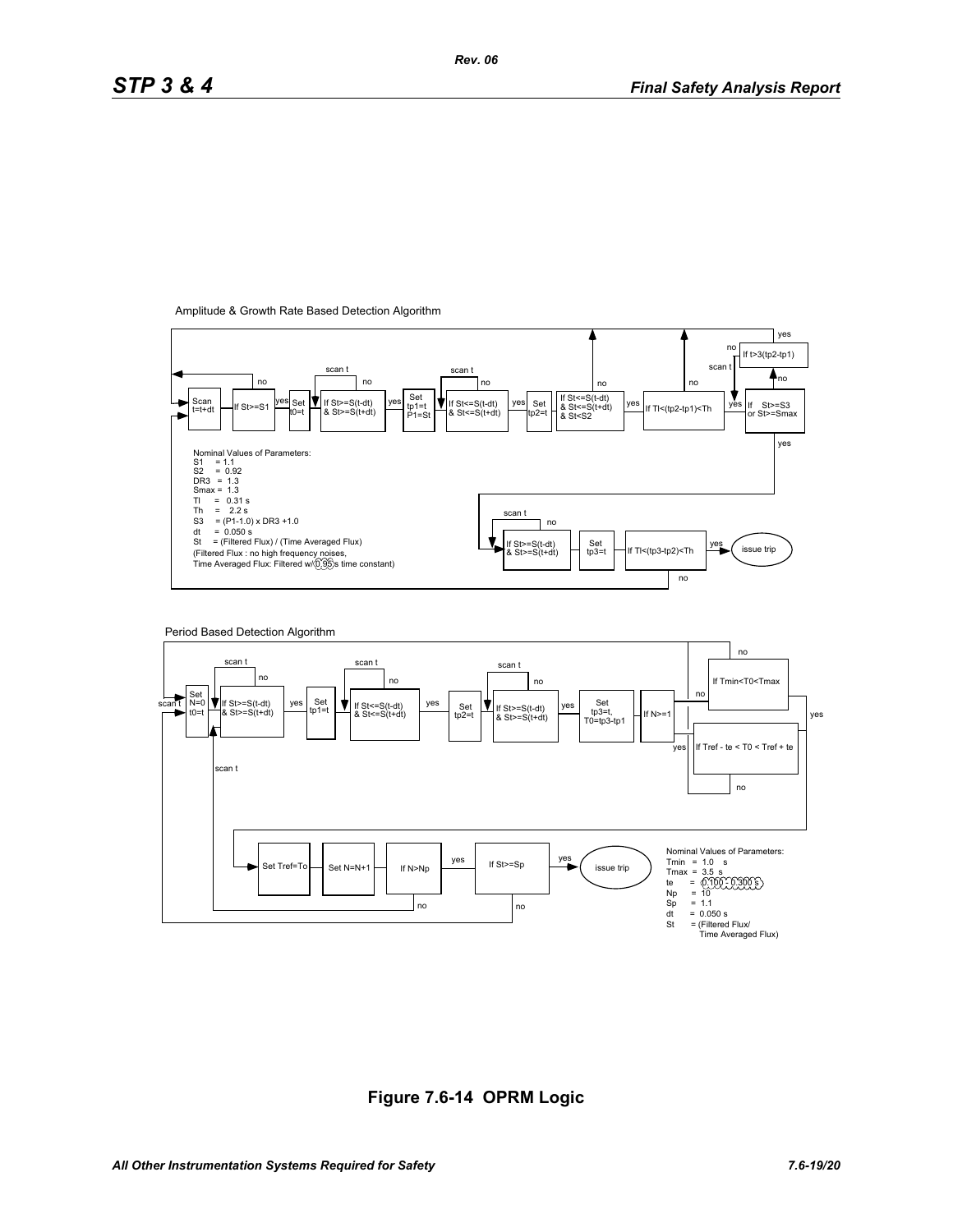Amplitude & Growth Rate Based Detection Algorithm

Scan t=t+dt

If St>=S1

yes

no

Set t0=t

If St>=S(t-dt) & St>=S(t+dt)

scan t

no

yes

Set tp1=t P1=St

If St<=S(t-dt) & St<=S(t+dt)

scan t

no

yes

Set tp2=t

If St<=S(t-dt) & St<=S(t+dt) & St<S2

no

yes

If Tl<(tp2-tp1)<Th

no

yes

If St>=S3 or St>=Smax

no

If t>3(tp2-tp1)

scan t

no

yes

yes

If St>=S(t-dt) & St>=S(t+dt)

scan t

no

Set tp3=t

If Tl<(tp3-tp2)<Th

yes

issue trip

no

Nominal Values of Parameters:
S1 = 1.1
S2 = 0.92
DR3 = 1.3
Smax = 1.3
Tl = 0.31 s
Th = 2.2 s
S3 = (P1-1.0) x DR3 +1.0
dt = 0.050 s
St = (Filtered Flux) / (Time Averaged Flux)
(Filtered Flux : no high frequency noises,
Time Averaged Flux: Filtered w/ 0.95 s time constant)

Period Based Detection Algorithm

scan t

Set N=0 t0=t

If St>=S(t-dt) & St>=S(t+dt)

scan t

no

yes

Set tp1=t

If St<=S(t-dt) & St<=S(t+dt)

scan t

no

yes

Set tp2=t

If St>=S(t-dt) & St>=S(t+dt)

scan t

no

yes

Set tp3=t, T0=tp3-tp1

If N>=1

no

If Tmin<T0<Tmax

no

yes

yes

If Tref - te < T0 < Tref + te

no

scan t

Set Tref=To

Set N=N+1

If N>Np

yes

If St>=Sp

yes

issue trip

no

no

Nominal Values of Parameters:
Tmin = 1.0 s
Tmax = 3.5 s
te = 0.100 - 0.300 s
Np = 10
Sp = 1.1
dt = 0.050 s
St = (Filtered Flux/ Time Averaged Flux)

**Figure 7.6-14 OPRM Logic**